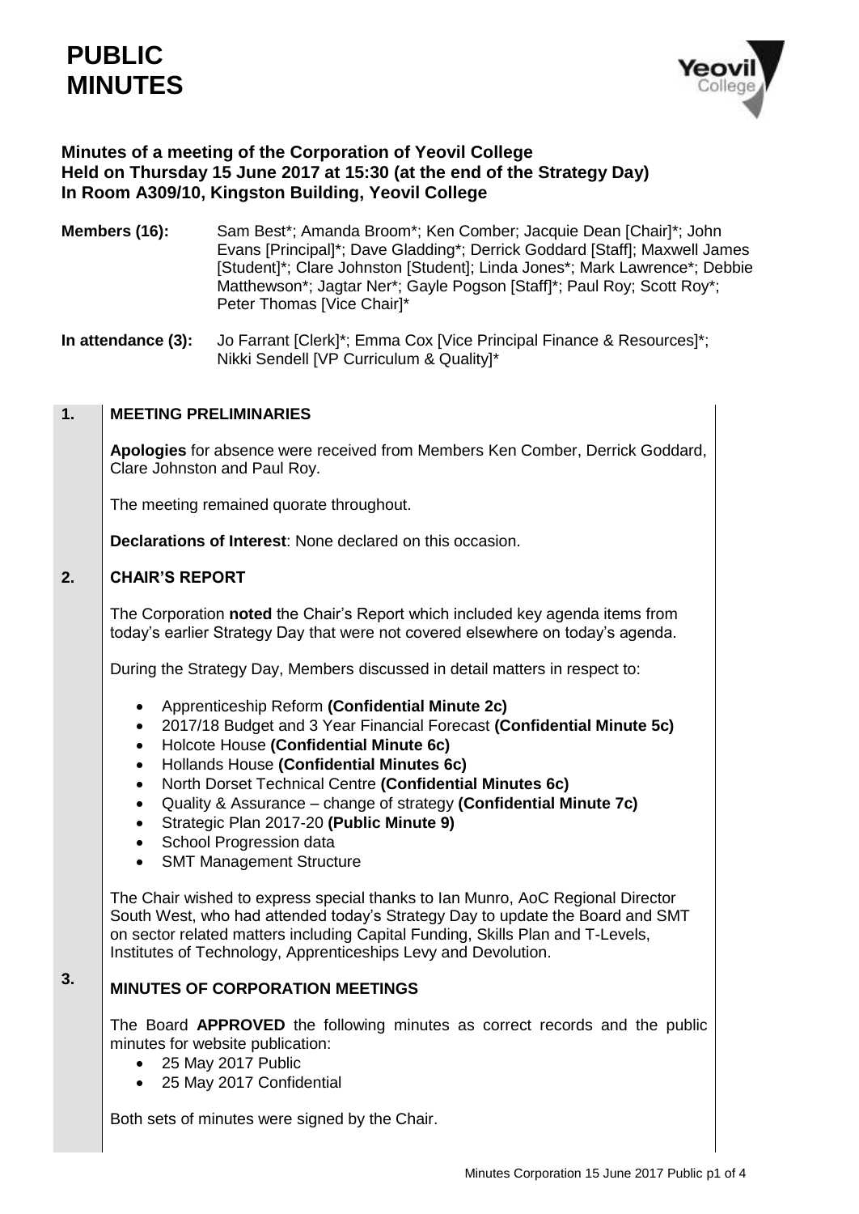# PUBLIC MINUTES

**Minutes of a meeting of the Corporation of Yeovil College**
**Held on Thursday 15 June 2017 at 15:30 (at the end of the Strategy Day)**
**In Room A309/10, Kingston Building, Yeovil College**

**Members (16):** Sam Best*; Amanda Broom*; Ken Comber; Jacquie Dean [Chair]*; John Evans [Principal]*; Dave Gladding*; Derrick Goddard [Staff]; Maxwell James [Student]*; Clare Johnston [Student]; Linda Jones*; Mark Lawrence*; Debbie Matthewson*; Jagtar Ner*; Gayle Pogson [Staff]*; Paul Roy; Scott Roy*; Peter Thomas [Vice Chair]*

**In attendance (3):** Jo Farrant [Clerk]*; Emma Cox [Vice Principal Finance & Resources]*; Nikki Sendell [VP Curriculum & Quality]*

## 1. MEETING PRELIMINARIES

**Apologies** for absence were received from Members Ken Comber, Derrick Goddard, Clare Johnston and Paul Roy.

The meeting remained quorate throughout.

**Declarations of Interest**: None declared on this occasion.

## 2. CHAIR'S REPORT

The Corporation **noted** the Chair's Report which included key agenda items from today's earlier Strategy Day that were not covered elsewhere on today's agenda.

During the Strategy Day, Members discussed in detail matters in respect to:

- Apprenticeship Reform **(Confidential Minute 2c)**
- 2017/18 Budget and 3 Year Financial Forecast **(Confidential Minute 5c)**
- Holcote House **(Confidential Minute 6c)**
- Hollands House **(Confidential Minutes 6c)**
- North Dorset Technical Centre **(Confidential Minutes 6c)**
- Quality & Assurance – change of strategy **(Confidential Minute 7c)**
- Strategic Plan 2017-20 **(Public Minute 9)**
- School Progression data
- SMT Management Structure

The Chair wished to express special thanks to Ian Munro, AoC Regional Director South West, who had attended today's Strategy Day to update the Board and SMT on sector related matters including Capital Funding, Skills Plan and T-Levels, Institutes of Technology, Apprenticeships Levy and Devolution.

## 3. MINUTES OF CORPORATION MEETINGS

The Board **APPROVED** the following minutes as correct records and the public minutes for website publication:

- 25 May 2017 Public
- 25 May 2017 Confidential

Both sets of minutes were signed by the Chair.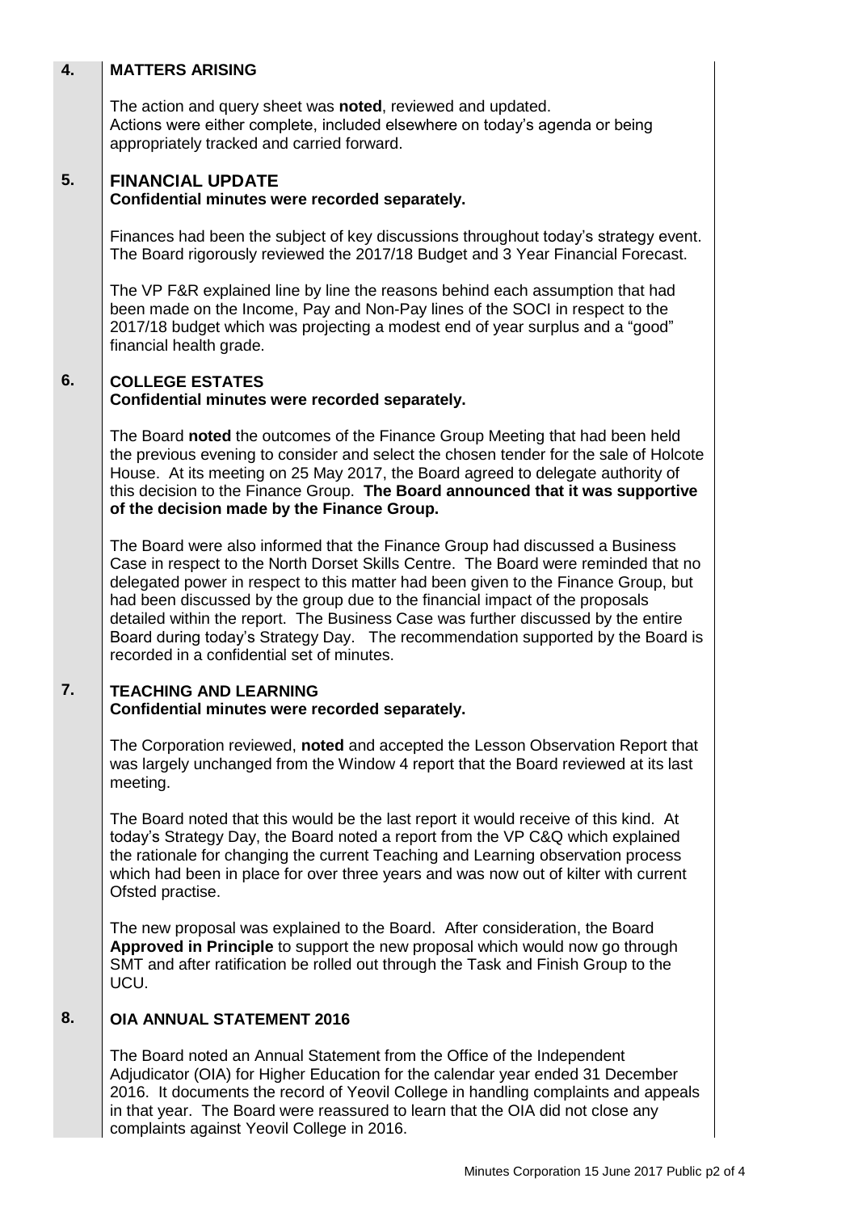## 4. MATTERS ARISING

The action and query sheet was **noted**, reviewed and updated.
Actions were either complete, included elsewhere on today's agenda or being appropriately tracked and carried forward.

## 5. FINANCIAL UPDATE

**Confidential minutes were recorded separately.**

Finances had been the subject of key discussions throughout today's strategy event. The Board rigorously reviewed the 2017/18 Budget and 3 Year Financial Forecast.

The VP F&R explained line by line the reasons behind each assumption that had been made on the Income, Pay and Non-Pay lines of the SOCI in respect to the 2017/18 budget which was projecting a modest end of year surplus and a "good" financial health grade.

## 6. COLLEGE ESTATES

**Confidential minutes were recorded separately.**

The Board **noted** the outcomes of the Finance Group Meeting that had been held the previous evening to consider and select the chosen tender for the sale of Holcote House. At its meeting on 25 May 2017, the Board agreed to delegate authority of this decision to the Finance Group. **The Board announced that it was supportive of the decision made by the Finance Group.**

The Board were also informed that the Finance Group had discussed a Business Case in respect to the North Dorset Skills Centre. The Board were reminded that no delegated power in respect to this matter had been given to the Finance Group, but had been discussed by the group due to the financial impact of the proposals detailed within the report. The Business Case was further discussed by the entire Board during today's Strategy Day. The recommendation supported by the Board is recorded in a confidential set of minutes.

## 7. TEACHING AND LEARNING

**Confidential minutes were recorded separately.**

The Corporation reviewed, **noted** and accepted the Lesson Observation Report that was largely unchanged from the Window 4 report that the Board reviewed at its last meeting.

The Board noted that this would be the last report it would receive of this kind. At today's Strategy Day, the Board noted a report from the VP C&Q which explained the rationale for changing the current Teaching and Learning observation process which had been in place for over three years and was now out of kilter with current Ofsted practise.

The new proposal was explained to the Board. After consideration, the Board **Approved in Principle** to support the new proposal which would now go through SMT and after ratification be rolled out through the Task and Finish Group to the UCU.

## 8. OIA ANNUAL STATEMENT 2016

The Board noted an Annual Statement from the Office of the Independent Adjudicator (OIA) for Higher Education for the calendar year ended 31 December 2016. It documents the record of Yeovil College in handling complaints and appeals in that year. The Board were reassured to learn that the OIA did not close any complaints against Yeovil College in 2016.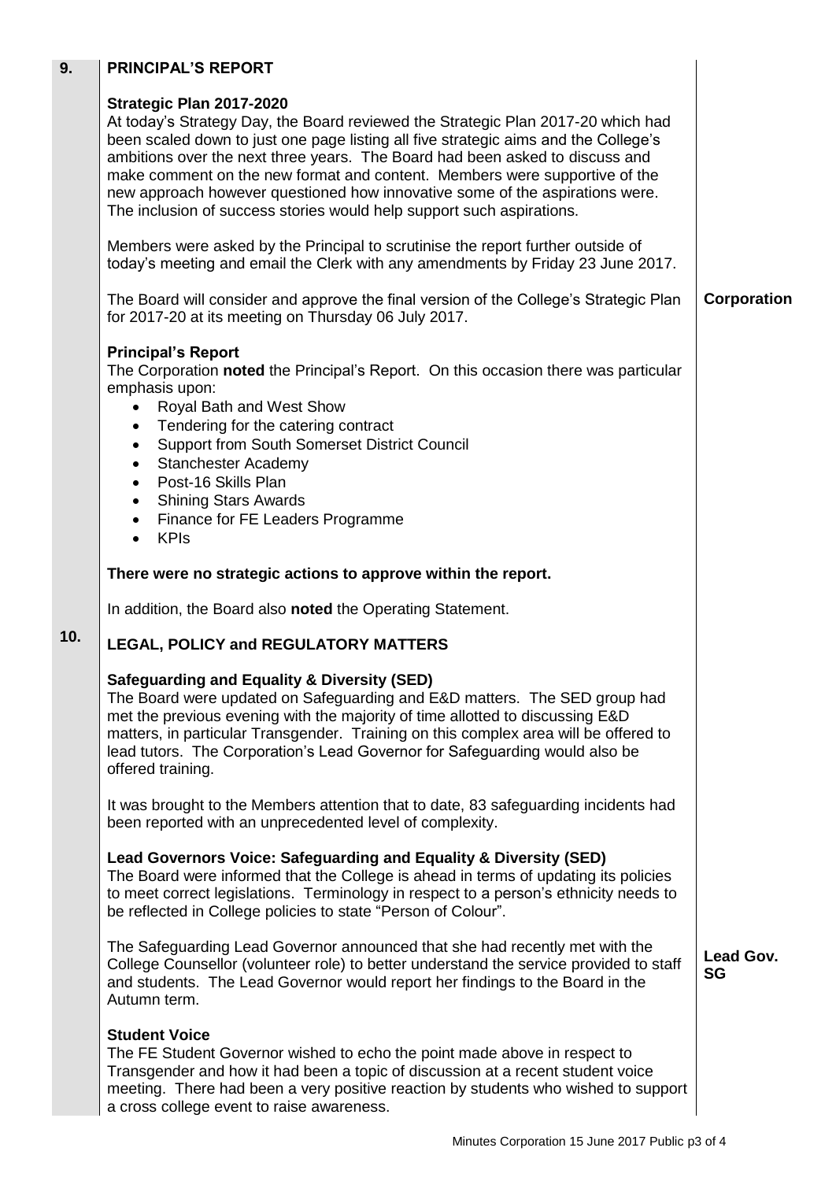## 9. PRINCIPAL'S REPORT

### Strategic Plan 2017-2020

At today's Strategy Day, the Board reviewed the Strategic Plan 2017-20 which had been scaled down to just one page listing all five strategic aims and the College's ambitions over the next three years. The Board had been asked to discuss and make comment on the new format and content. Members were supportive of the new approach however questioned how innovative some of the aspirations were. The inclusion of success stories would help support such aspirations.

Members were asked by the Principal to scrutinise the report further outside of today's meeting and email the Clerk with any amendments by Friday 23 June 2017.

The Board will consider and approve the final version of the College's Strategic Plan for 2017-20 at its meeting on Thursday 06 July 2017. — **Corporation**

### Principal's Report

The Corporation **noted** the Principal's Report. On this occasion there was particular emphasis upon:

- Royal Bath and West Show
- Tendering for the catering contract
- Support from South Somerset District Council
- Stanchester Academy
- Post-16 Skills Plan
- Shining Stars Awards
- Finance for FE Leaders Programme
- KPIs

**There were no strategic actions to approve within the report.**

In addition, the Board also **noted** the Operating Statement.

## 10. LEGAL, POLICY and REGULATORY MATTERS

### Safeguarding and Equality & Diversity (SED)

The Board were updated on Safeguarding and E&D matters. The SED group had met the previous evening with the majority of time allotted to discussing E&D matters, in particular Transgender. Training on this complex area will be offered to lead tutors. The Corporation's Lead Governor for Safeguarding would also be offered training.

It was brought to the Members attention that to date, 83 safeguarding incidents had been reported with an unprecedented level of complexity.

### Lead Governors Voice: Safeguarding and Equality & Diversity (SED)

The Board were informed that the College is ahead in terms of updating its policies to meet correct legislations. Terminology in respect to a person's ethnicity needs to be reflected in College policies to state "Person of Colour".

The Safeguarding Lead Governor announced that she had recently met with the College Counsellor (volunteer role) to better understand the service provided to staff and students. The Lead Governor would report her findings to the Board in the Autumn term. — **Lead Gov. SG**

### Student Voice

The FE Student Governor wished to echo the point made above in respect to Transgender and how it had been a topic of discussion at a recent student voice meeting. There had been a very positive reaction by students who wished to support a cross college event to raise awareness.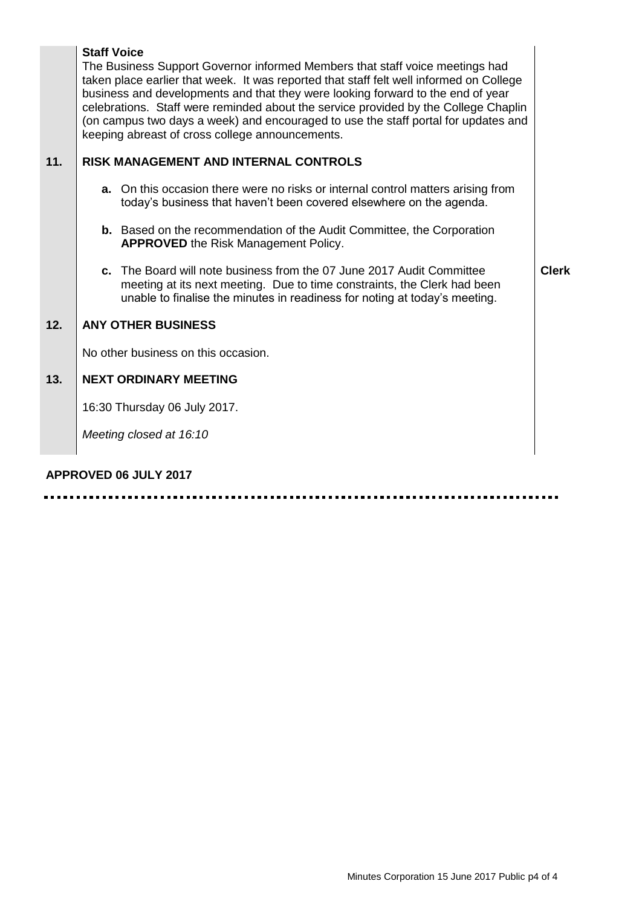**Staff Voice**

The Business Support Governor informed Members that staff voice meetings had taken place earlier that week. It was reported that staff felt well informed on College business and developments and that they were looking forward to the end of year celebrations. Staff were reminded about the service provided by the College Chaplin (on campus two days a week) and encouraged to use the staff portal for updates and keeping abreast of cross college announcements.

## 11. RISK MANAGEMENT AND INTERNAL CONTROLS

**a.** On this occasion there were no risks or internal control matters arising from today's business that haven't been covered elsewhere on the agenda.

**b.** Based on the recommendation of the Audit Committee, the Corporation **APPROVED** the Risk Management Policy.

**c.** The Board will note business from the 07 June 2017 Audit Committee meeting at its next meeting. Due to time constraints, the Clerk had been unable to finalise the minutes in readiness for noting at today's meeting. — **Clerk**

## 12. ANY OTHER BUSINESS

No other business on this occasion.

## 13. NEXT ORDINARY MEETING

16:30 Thursday 06 July 2017.

*Meeting closed at 16:10*

**APPROVED 06 JULY 2017**